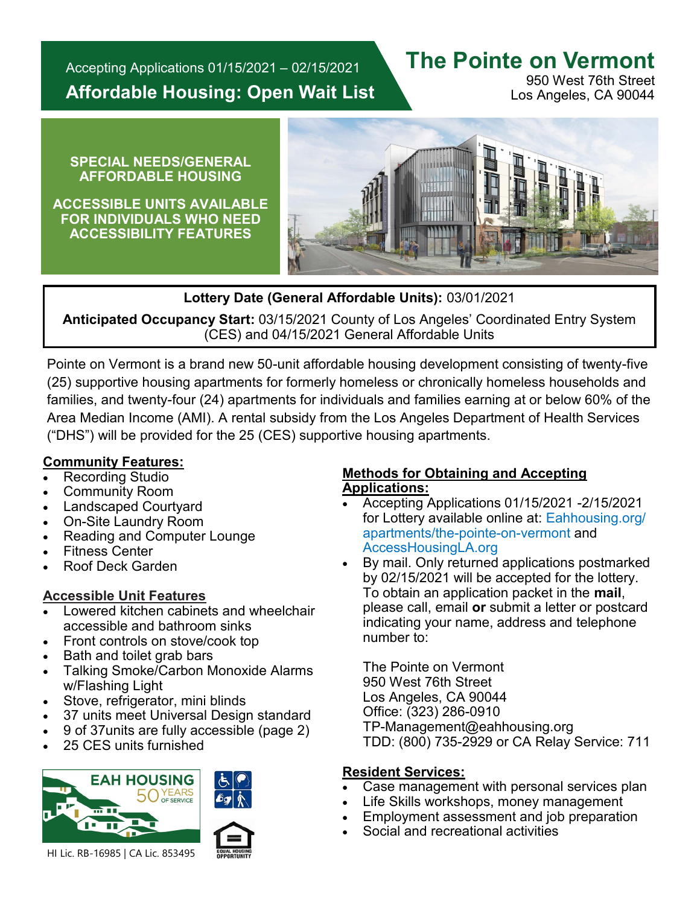Accepting Applications 01/15/2021 – 02/15/2021

**Affordable Housing: Open Wait List**

# The Pointe on Vermont

950 West 76th Street
Los Angeles, CA 90044

**SPECIAL NEEDS/GENERAL AFFORDABLE HOUSING**

**ACCESSIBLE UNITS AVAILABLE FOR INDIVIDUALS WHO NEED ACCESSIBILITY FEATURES**

**Lottery Date (General Affordable Units):** 03/01/2021

**Anticipated Occupancy Start:** 03/15/2021 County of Los Angeles' Coordinated Entry System (CES) and 04/15/2021 General Affordable Units

Pointe on Vermont is a brand new 50-unit affordable housing development consisting of twenty-five (25) supportive housing apartments for formerly homeless or chronically homeless households and families, and twenty-four (24) apartments for individuals and families earning at or below 60% of the Area Median Income (AMI). A rental subsidy from the Los Angeles Department of Health Services ("DHS") will be provided for the 25 (CES) supportive housing apartments.

## Community Features:

- Recording Studio
- Community Room
- Landscaped Courtyard
- On-Site Laundry Room
- Reading and Computer Lounge
- Fitness Center
- Roof Deck Garden

## Accessible Unit Features

- Lowered kitchen cabinets and wheelchair accessible and bathroom sinks
- Front controls on stove/cook top
- Bath and toilet grab bars
- Talking Smoke/Carbon Monoxide Alarms w/Flashing Light
- Stove, refrigerator, mini blinds
- 37 units meet Universal Design standard
- 9 of 37units are fully accessible (page 2)
- 25 CES units furnished

## Methods for Obtaining and Accepting Applications:

- Accepting Applications 01/15/2021 -2/15/2021 for Lottery available online at: Eahhousing.org/apartments/the-pointe-on-vermont and AccessHousingLA.org
- By mail. Only returned applications postmarked by 02/15/2021 will be accepted for the lottery. To obtain an application packet in the **mail**, please call, email **or** submit a letter or postcard indicating your name, address and telephone number to:

  The Pointe on Vermont
  950 West 76th Street
  Los Angeles, CA 90044
  Office: (323) 286-0910
  TP-Management@eahhousing.org
  TDD: (800) 735-2929 or CA Relay Service: 711

## Resident Services:

- Case management with personal services plan
- Life Skills workshops, money management
- Employment assessment and job preparation
- Social and recreational activities

EAH HOUSING 50 YEARS OF SERVICE

HI Lic. RB-16985 | CA Lic. 853495

EQUAL HOUSING OPPORTUNITY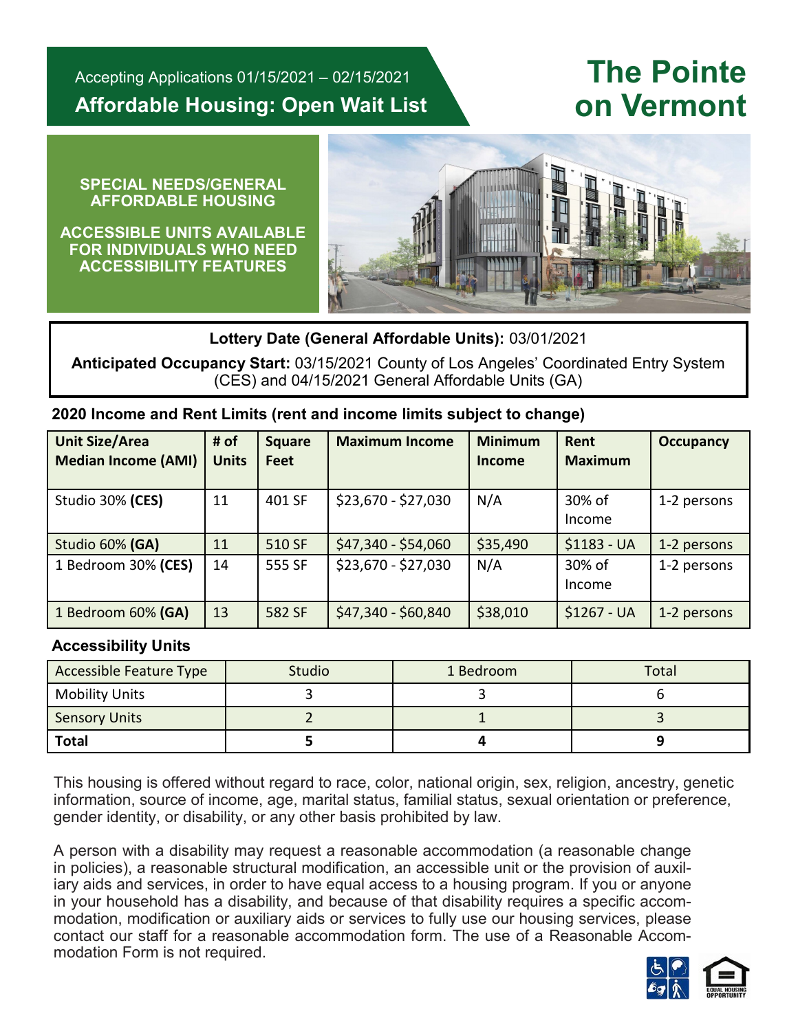Accepting Applications 01/15/2021 – 02/15/2021

**Affordable Housing: Open Wait List**

# The Pointe on Vermont

**SPECIAL NEEDS/GENERAL AFFORDABLE HOUSING**

**ACCESSIBLE UNITS AVAILABLE FOR INDIVIDUALS WHO NEED ACCESSIBILITY FEATURES**

**Lottery Date (General Affordable Units):** 03/01/2021

**Anticipated Occupancy Start:** 03/15/2021 County of Los Angeles' Coordinated Entry System (CES) and 04/15/2021 General Affordable Units (GA)

### 2020 Income and Rent Limits (rent and income limits subject to change)

| Unit Size/Area Median Income (AMI) | # of Units | Square Feet | Maximum Income | Minimum Income | Rent Maximum | Occupancy |
|---|---|---|---|---|---|---|
| Studio 30% **(CES)** | 11 | 401 SF | $23,670 - $27,030 | N/A | 30% of Income | 1-2 persons |
| Studio 60% **(GA)** | 11 | 510 SF | $47,340 - $54,060 | $35,490 | $1183 - UA | 1-2 persons |
| 1 Bedroom 30% **(CES)** | 14 | 555 SF | $23,670 - $27,030 | N/A | 30% of Income | 1-2 persons |
| 1 Bedroom 60% **(GA)** | 13 | 582 SF | $47,340 - $60,840 | $38,010 | $1267 - UA | 1-2 persons |

### Accessibility Units

| Accessible Feature Type | Studio | 1 Bedroom | Total |
|---|---|---|---|
| Mobility Units | 3 | 3 | 6 |
| Sensory Units | 2 | 1 | 3 |
| **Total** | **5** | **4** | **9** |

This housing is offered without regard to race, color, national origin, sex, religion, ancestry, genetic information, source of income, age, marital status, familial status, sexual orientation or preference, gender identity, or disability, or any other basis prohibited by law.

A person with a disability may request a reasonable accommodation (a reasonable change in policies), a reasonable structural modification, an accessible unit or the provision of auxiliary aids and services, in order to have equal access to a housing program. If you or anyone in your household has a disability, and because of that disability requires a specific accommodation, modification or auxiliary aids or services to fully use our housing services, please contact our staff for a reasonable accommodation form. The use of a Reasonable Accommodation Form is not required.

EQUAL HOUSING OPPORTUNITY